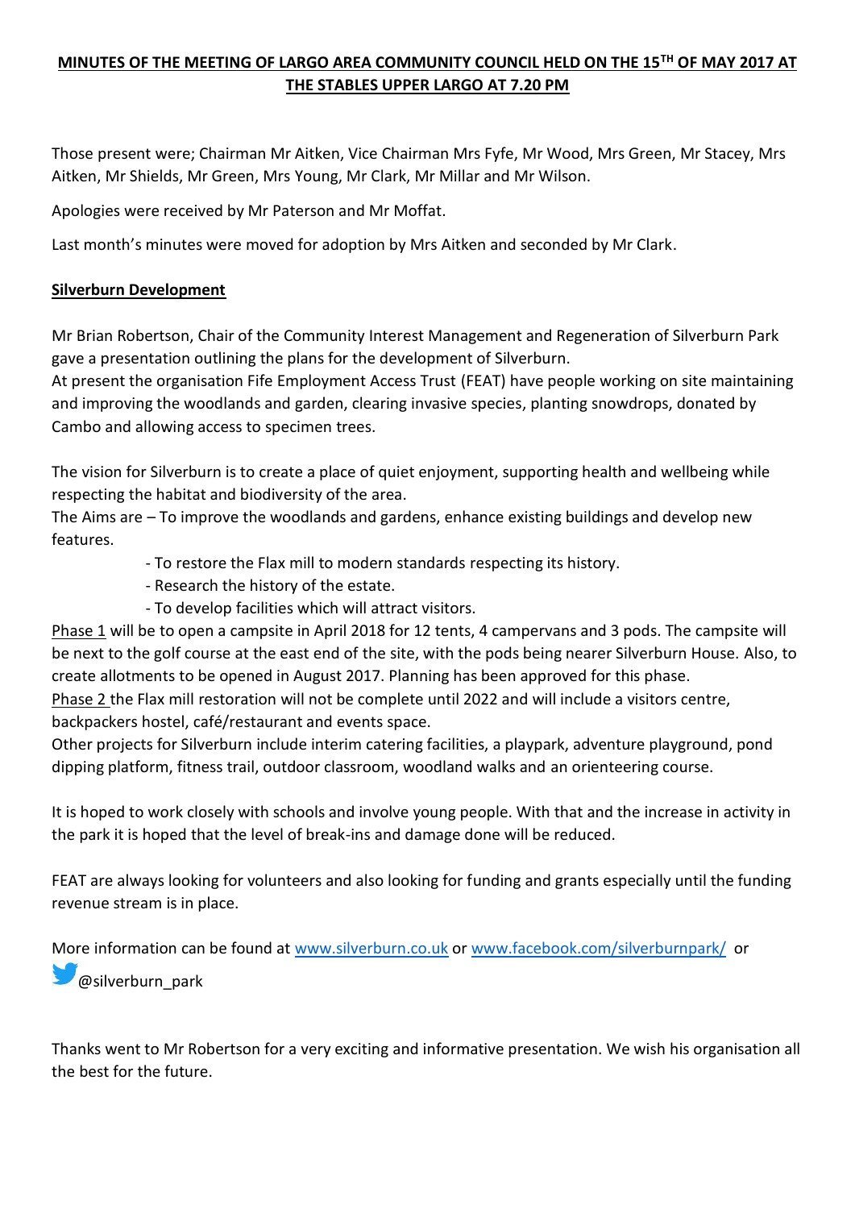# MINUTES OF THE MEETING OF LARGO AREA COMMUNITY COUNCIL HELD ON THE 15TH OF MAY 2017 AT THE STABLES UPPER LARGO AT 7.20 PM

Those present were; Chairman Mr Aitken, Vice Chairman Mrs Fyfe, Mr Wood, Mrs Green, Mr Stacey, Mrs Aitken, Mr Shields, Mr Green, Mrs Young, Mr Clark, Mr Millar and Mr Wilson.

Apologies were received by Mr Paterson and Mr Moffat.

Last month's minutes were moved for adoption by Mrs Aitken and seconded by Mr Clark.

## Silverburn Development

Mr Brian Robertson, Chair of the Community Interest Management and Regeneration of Silverburn Park gave a presentation outlining the plans for the development of Silverburn.
At present the organisation Fife Employment Access Trust (FEAT) have people working on site maintaining and improving the woodlands and garden, clearing invasive species, planting snowdrops, donated by Cambo and allowing access to specimen trees.

The vision for Silverburn is to create a place of quiet enjoyment, supporting health and wellbeing while respecting the habitat and biodiversity of the area.
The Aims are – To improve the woodlands and gardens, enhance existing buildings and develop new features.

- To restore the Flax mill to modern standards respecting its history.
- Research the history of the estate.
- To develop facilities which will attract visitors.

Phase 1 will be to open a campsite in April 2018 for 12 tents, 4 campervans and 3 pods. The campsite will be next to the golf course at the east end of the site, with the pods being nearer Silverburn House. Also, to create allotments to be opened in August 2017. Planning has been approved for this phase.
Phase 2 the Flax mill restoration will not be complete until 2022 and will include a visitors centre, backpackers hostel, café/restaurant and events space.
Other projects for Silverburn include interim catering facilities, a playpark, adventure playground, pond dipping platform, fitness trail, outdoor classroom, woodland walks and an orienteering course.

It is hoped to work closely with schools and involve young people. With that and the increase in activity in the park it is hoped that the level of break-ins and damage done will be reduced.

FEAT are always looking for volunteers and also looking for funding and grants especially until the funding revenue stream is in place.

More information can be found at www.silverburn.co.uk or www.facebook.com/silverburnpark/ or @silverburn_park

Thanks went to Mr Robertson for a very exciting and informative presentation. We wish his organisation all the best for the future.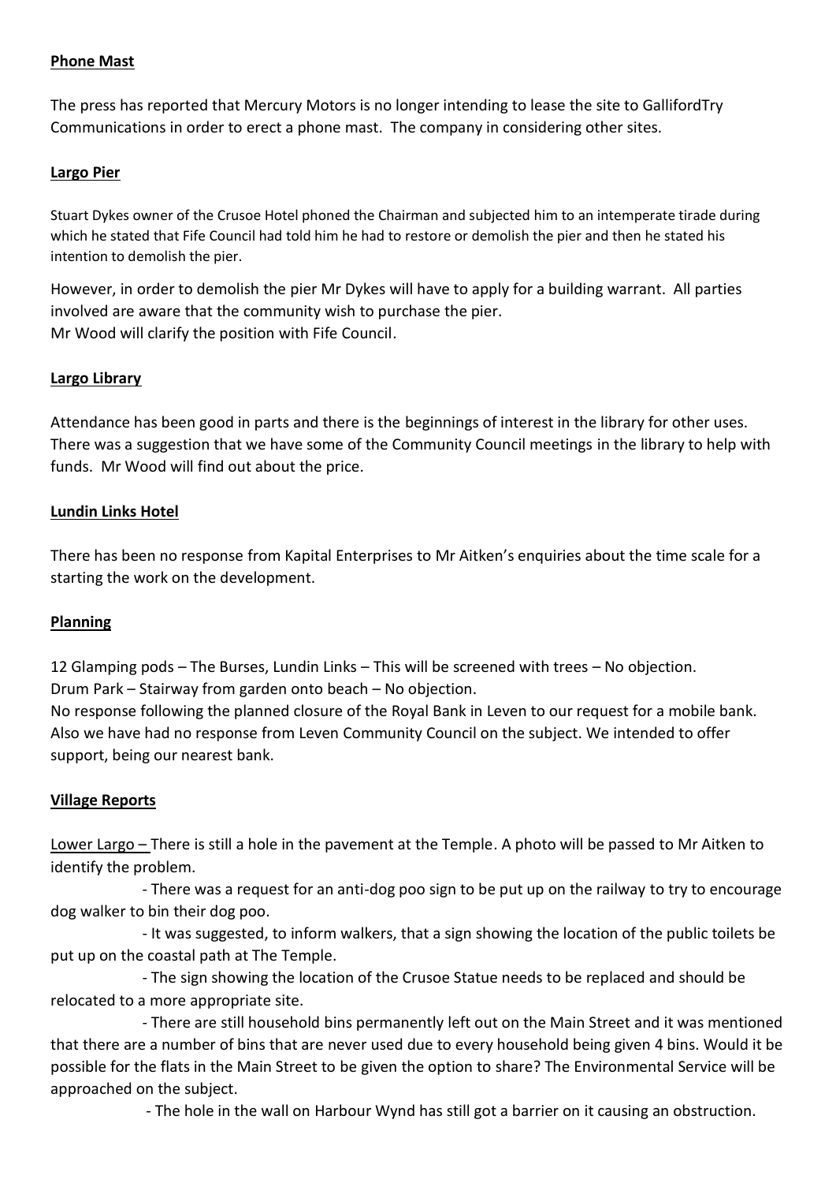**Phone Mast**

The press has reported that Mercury Motors is no longer intending to lease the site to GallifordTry Communications in order to erect a phone mast. The company in considering other sites.

**Largo Pier**

Stuart Dykes owner of the Crusoe Hotel phoned the Chairman and subjected him to an intemperate tirade during which he stated that Fife Council had told him he had to restore or demolish the pier and then he stated his intention to demolish the pier.

However, in order to demolish the pier Mr Dykes will have to apply for a building warrant. All parties involved are aware that the community wish to purchase the pier.
Mr Wood will clarify the position with Fife Council.

**Largo Library**

Attendance has been good in parts and there is the beginnings of interest in the library for other uses. There was a suggestion that we have some of the Community Council meetings in the library to help with funds. Mr Wood will find out about the price.

**Lundin Links Hotel**

There has been no response from Kapital Enterprises to Mr Aitken's enquiries about the time scale for a starting the work on the development.

**Planning**

12 Glamping pods – The Burses, Lundin Links – This will be screened with trees – No objection.
Drum Park – Stairway from garden onto beach – No objection.
No response following the planned closure of the Royal Bank in Leven to our request for a mobile bank. Also we have had no response from Leven Community Council on the subject. We intended to offer support, being our nearest bank.

**Village Reports**

Lower Largo – There is still a hole in the pavement at the Temple. A photo will be passed to Mr Aitken to identify the problem.

- There was a request for an anti-dog poo sign to be put up on the railway to try to encourage dog walker to bin their dog poo.
- It was suggested, to inform walkers, that a sign showing the location of the public toilets be put up on the coastal path at The Temple.
- The sign showing the location of the Crusoe Statue needs to be replaced and should be relocated to a more appropriate site.
- There are still household bins permanently left out on the Main Street and it was mentioned that there are a number of bins that are never used due to every household being given 4 bins. Would it be possible for the flats in the Main Street to be given the option to share? The Environmental Service will be approached on the subject.
- The hole in the wall on Harbour Wynd has still got a barrier on it causing an obstruction.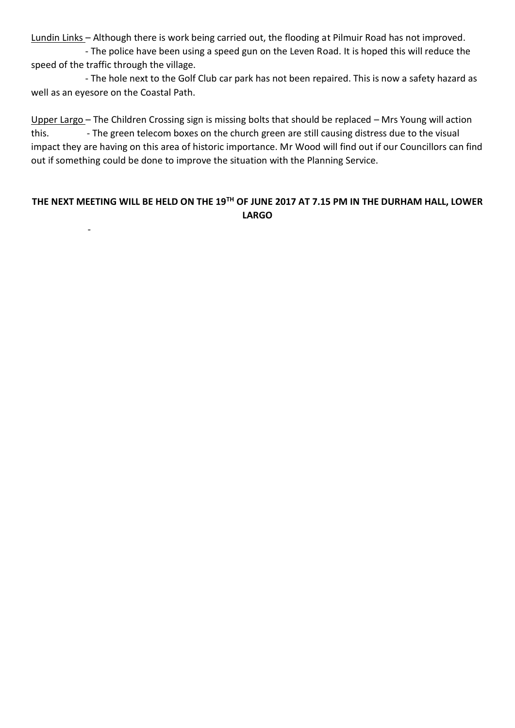Lundin Links – Although there is work being carried out, the flooding at Pilmuir Road has not improved.

- The police have been using a speed gun on the Leven Road. It is hoped this will reduce the speed of the traffic through the village.
- The hole next to the Golf Club car park has not been repaired. This is now a safety hazard as well as an eyesore on the Coastal Path.

Upper Largo – The Children Crossing sign is missing bolts that should be replaced – Mrs Young will action this.

- The green telecom boxes on the church green are still causing distress due to the visual impact they are having on this area of historic importance. Mr Wood will find out if our Councillors can find out if something could be done to improve the situation with the Planning Service.

**THE NEXT MEETING WILL BE HELD ON THE 19TH OF JUNE 2017 AT 7.15 PM IN THE DURHAM HALL, LOWER LARGO**

-